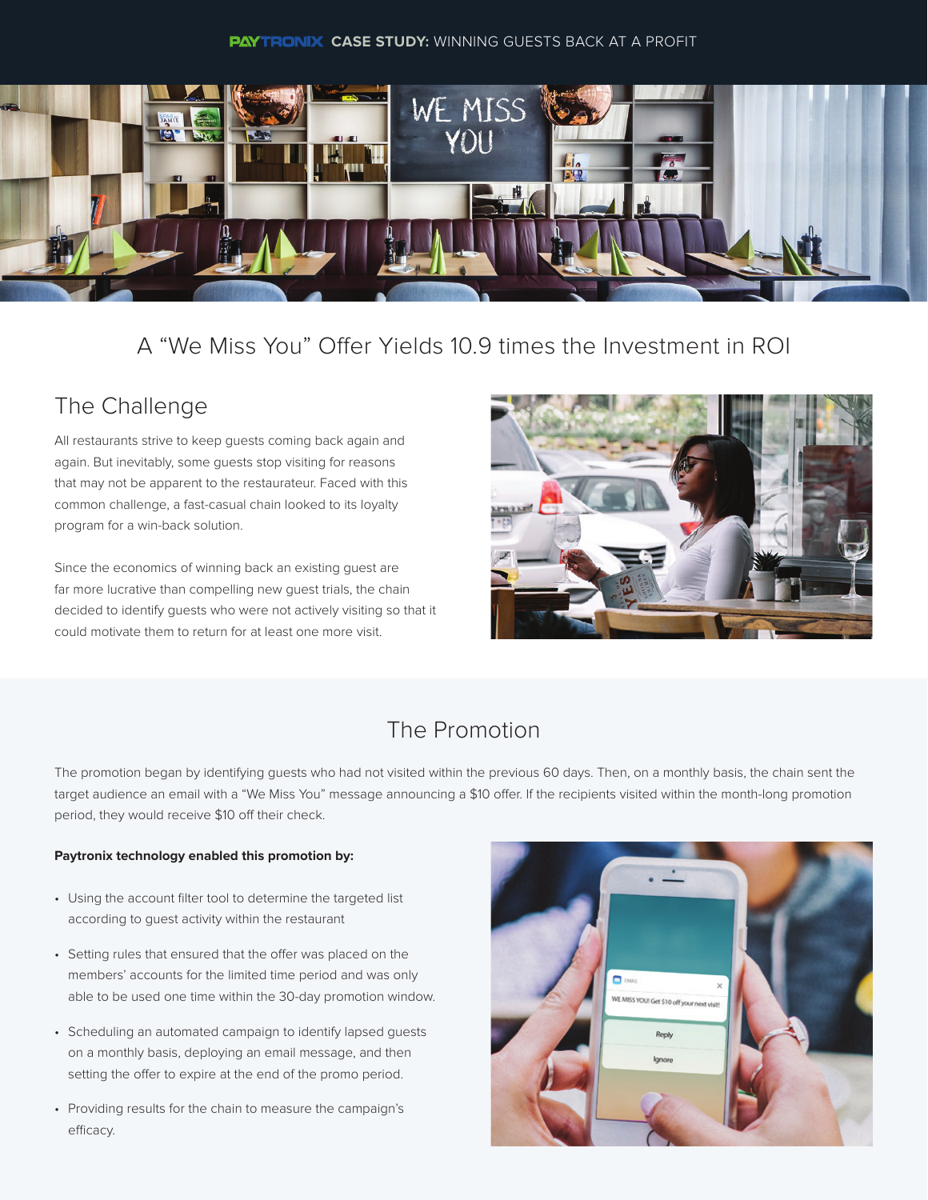PAYTRONIX **CASE STUDY:** WINNING GUESTS BACK AT A PROFIT

# A “We Miss You” Offer Yields 10.9 times the Investment in ROI

## The Challenge

All restaurants strive to keep guests coming back again and again. But inevitably, some guests stop visiting for reasons that may not be apparent to the restaurateur. Faced with this common challenge, a fast-casual chain looked to its loyalty program for a win-back solution.

Since the economics of winning back an existing guest are far more lucrative than compelling new guest trials, the chain decided to identify guests who were not actively visiting so that it could motivate them to return for at least one more visit.

## The Promotion

The promotion began by identifying guests who had not visited within the previous 60 days. Then, on a monthly basis, the chain sent the target audience an email with a “We Miss You” message announcing a $10 offer. If the recipients visited within the month-long promotion period, they would receive $10 off their check.

**Paytronix technology enabled this promotion by:**

- Using the account filter tool to determine the targeted list according to guest activity within the restaurant
- Setting rules that ensured that the offer was placed on the members’ accounts for the limited time period and was only able to be used one time within the 30-day promotion window.
- Scheduling an automated campaign to identify lapsed guests on a monthly basis, deploying an email message, and then setting the offer to expire at the end of the promo period.
- Providing results for the chain to measure the campaign’s efficacy.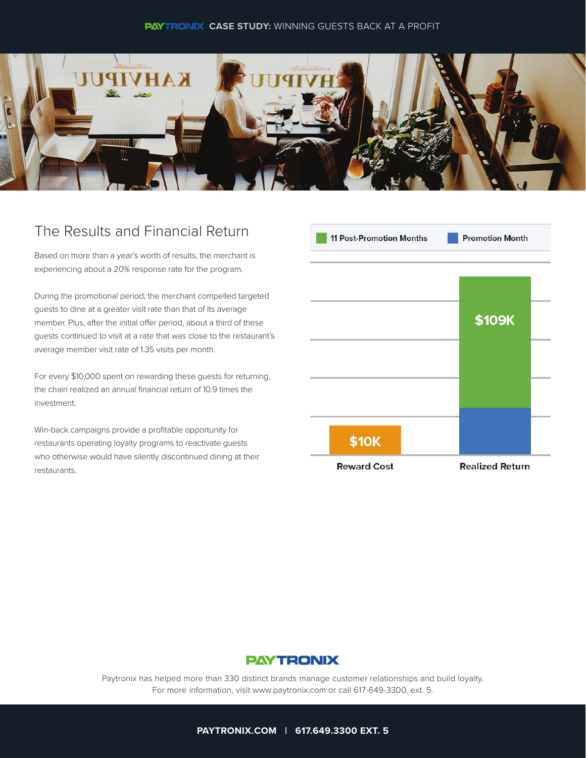## The Results and Financial Return

Based on more than a year's worth of results, the merchant is experiencing about a 20% response rate for the program.

During the promotional period, the merchant compelled targeted guests to dine at a greater visit rate than that of its average member. Plus, after the initial offer period, about a third of these guests continued to visit at a rate that was close to the restaurant's average member visit rate of 1.35 visits per month.

For every $10,000 spent on rewarding these guests for returning, the chain realized an annual financial return of 10.9 times the investment.

Win-back campaigns provide a profitable opportunity for restaurants operating loyalty programs to reactivate guests who otherwise would have silently discontinued dining at their restaurants.

11 Post-Promotion Months

Promotion Month

$109K

$10K

Reward Cost

Realized Return

**PAYTRONIX**

Paytronix has helped more than 330 distinct brands manage customer relationships and build loyalty. For more information, visit www.paytronix.com or call 617-649-3300, ext. 5.

**PAYTRONIX.COM | 617.649.3300 EXT. 5**